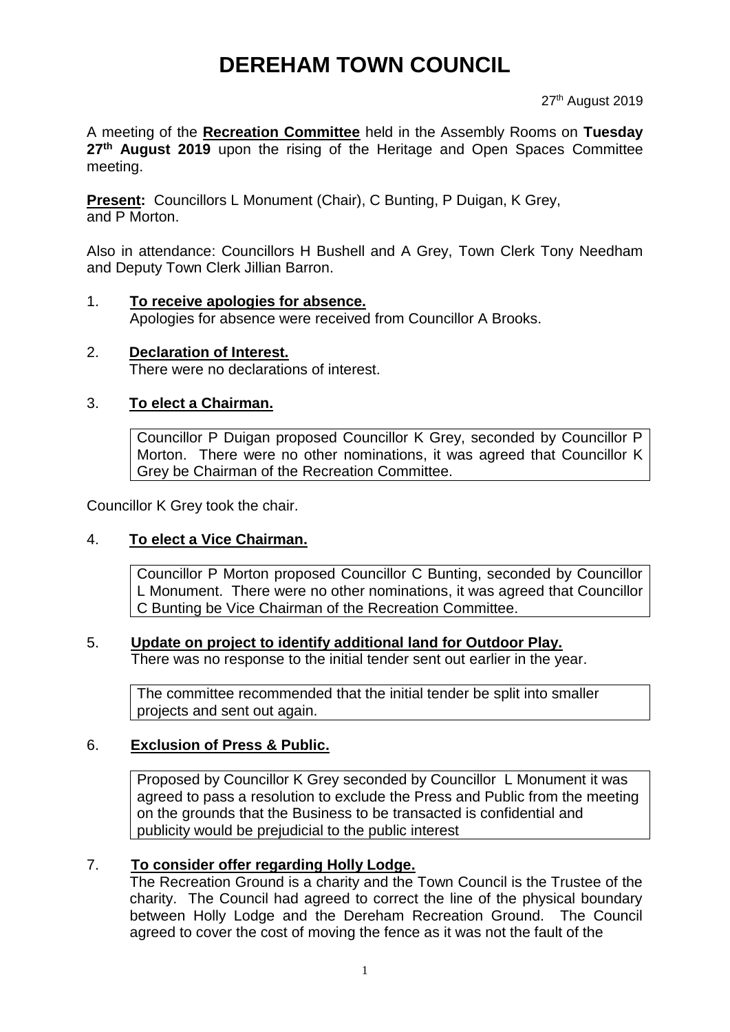# DEREHAM TOWN COUNCIL

27th August 2019

A meeting of the **Recreation Committee** held in the Assembly Rooms on **Tuesday 27th August 2019** upon the rising of the Heritage and Open Spaces Committee meeting.

**Present:** Councillors L Monument (Chair), C Bunting, P Duigan, K Grey, and P Morton.

Also in attendance: Councillors H Bushell and A Grey, Town Clerk Tony Needham and Deputy Town Clerk Jillian Barron.

1. **To receive apologies for absence.**
   Apologies for absence were received from Councillor A Brooks.

2. **Declaration of Interest.**
   There were no declarations of interest.

3. **To elect a Chairman.**

   Councillor P Duigan proposed Councillor K Grey, seconded by Councillor P Morton. There were no other nominations, it was agreed that Councillor K Grey be Chairman of the Recreation Committee.

Councillor K Grey took the chair.

4. **To elect a Vice Chairman.**

   Councillor P Morton proposed Councillor C Bunting, seconded by Councillor L Monument. There were no other nominations, it was agreed that Councillor C Bunting be Vice Chairman of the Recreation Committee.

5. **Update on project to identify additional land for Outdoor Play.**
   There was no response to the initial tender sent out earlier in the year.

   The committee recommended that the initial tender be split into smaller projects and sent out again.

6. **Exclusion of Press & Public.**

   Proposed by Councillor K Grey seconded by Councillor L Monument it was agreed to pass a resolution to exclude the Press and Public from the meeting on the grounds that the Business to be transacted is confidential and publicity would be prejudicial to the public interest

7. **To consider offer regarding Holly Lodge.**
   The Recreation Ground is a charity and the Town Council is the Trustee of the charity. The Council had agreed to correct the line of the physical boundary between Holly Lodge and the Dereham Recreation Ground. The Council agreed to cover the cost of moving the fence as it was not the fault of the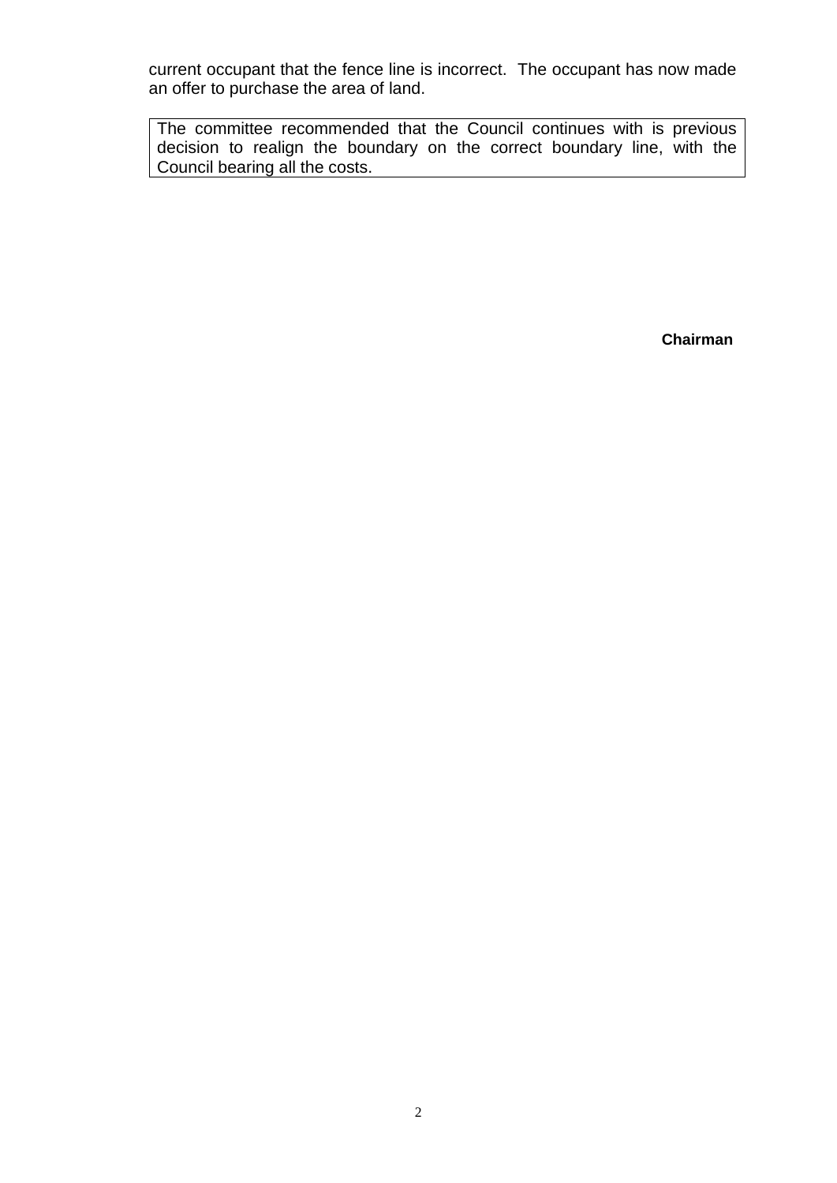current occupant that the fence line is incorrect. The occupant has now made an offer to purchase the area of land.

| |
|---|
| The committee recommended that the Council continues with is previous decision to realign the boundary on the correct boundary line, with the Council bearing all the costs. |

**Chairman**